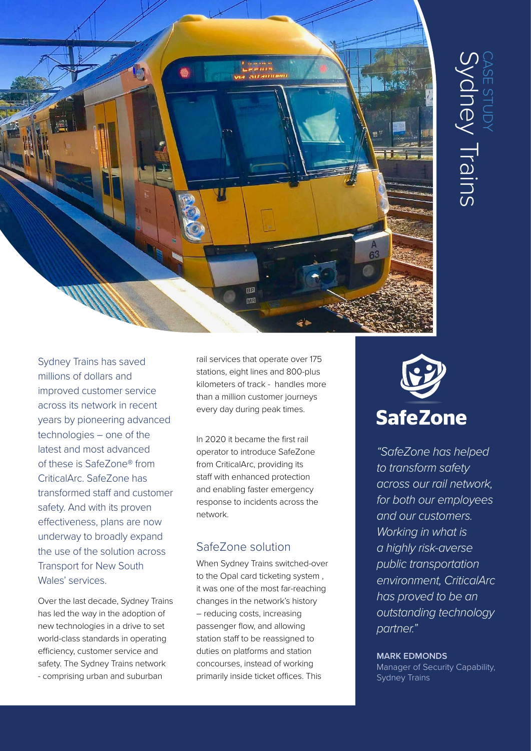# CASE STUDY
# Sydney Trains

Sydney Trains has saved millions of dollars and improved customer service across its network in recent years by pioneering advanced technologies – one of the latest and most advanced of these is SafeZone® from CriticalArc. SafeZone has transformed staff and customer safety. And with its proven effectiveness, plans are now underway to broadly expand the use of the solution across Transport for New South Wales' services.

Over the last decade, Sydney Trains has led the way in the adoption of new technologies in a drive to set world-class standards in operating efficiency, customer service and safety. The Sydney Trains network - comprising urban and suburban rail services that operate over 175 stations, eight lines and 800-plus kilometers of track - handles more than a million customer journeys every day during peak times.

In 2020 it became the first rail operator to introduce SafeZone from CriticalArc, providing its staff with enhanced protection and enabling faster emergency response to incidents across the network.

## SafeZone solution

When Sydney Trains switched-over to the Opal card ticketing system , it was one of the most far-reaching changes in the network's history – reducing costs, increasing passenger flow, and allowing station staff to be reassigned to duties on platforms and station concourses, instead of working primarily inside ticket offices. This

**SafeZone**

*"SafeZone has helped to transform safety across our rail network, for both our employees and our customers. Working in what is a highly risk-averse public transportation environment, CriticalArc has proved to be an outstanding technology partner."*

**MARK EDMONDS**
Manager of Security Capability, Sydney Trains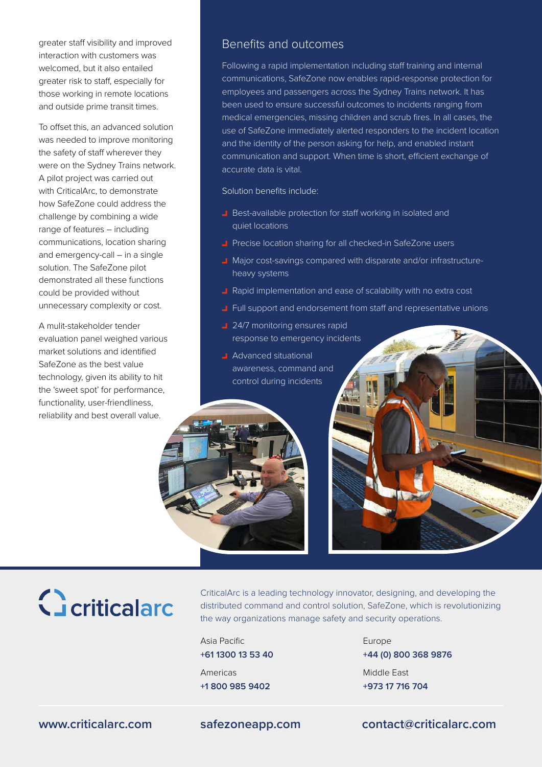greater staff visibility and improved interaction with customers was welcomed, but it also entailed greater risk to staff, especially for those working in remote locations and outside prime transit times.

To offset this, an advanced solution was needed to improve monitoring the safety of staff wherever they were on the Sydney Trains network. A pilot project was carried out with CriticalArc, to demonstrate how SafeZone could address the challenge by combining a wide range of features – including communications, location sharing and emergency-call – in a single solution. The SafeZone pilot demonstrated all these functions could be provided without unnecessary complexity or cost.

A mulit-stakeholder tender evaluation panel weighed various market solutions and identified SafeZone as the best value technology, given its ability to hit the 'sweet spot' for performance, functionality, user-friendliness, reliability and best overall value.

## Benefits and outcomes

Following a rapid implementation including staff training and internal communications, SafeZone now enables rapid-response protection for employees and passengers across the Sydney Trains network. It has been used to ensure successful outcomes to incidents ranging from medical emergencies, missing children and scrub fires. In all cases, the use of SafeZone immediately alerted responders to the incident location and the identity of the person asking for help, and enabled instant communication and support. When time is short, efficient exchange of accurate data is vital.

Solution benefits include:

- Best-available protection for staff working in isolated and quiet locations
- Precise location sharing for all checked-in SafeZone users
- Major cost-savings compared with disparate and/or infrastructure-heavy systems
- Rapid implementation and ease of scalability with no extra cost
- Full support and endorsement from staff and representative unions
- 24/7 monitoring ensures rapid response to emergency incidents
- Advanced situational awareness, command and control during incidents

criticalarc

CriticalArc is a leading technology innovator, designing, and developing the distributed command and control solution, SafeZone, which is revolutionizing the way organizations manage safety and security operations.

Asia Pacific
**+61 1300 13 53 40**

Americas
**+1 800 985 9402**

Europe
**+44 (0) 800 368 9876**

Middle East
**+973 17 716 704**

**www.criticalarc.com** **safezoneapp.com** **contact@criticalarc.com**